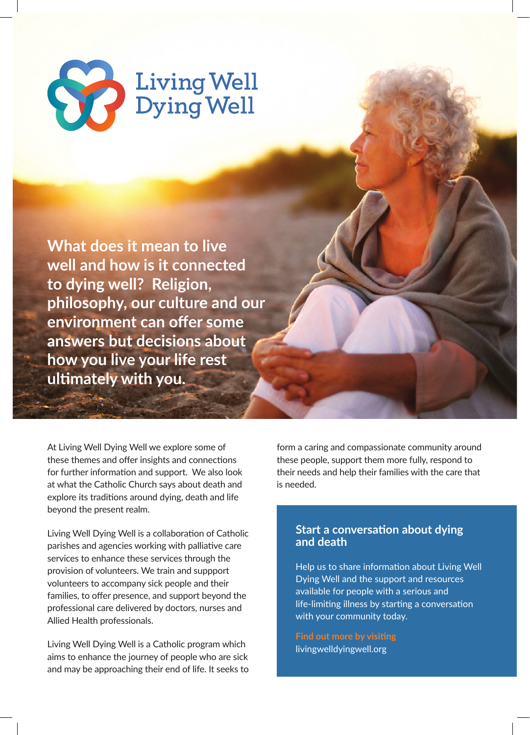# Living Well Dying Well

**What does it mean to live well and how is it connected to dying well? Religion, philosophy, our culture and our environment can offer some answers but decisions about how you live your life rest ultimately with you.**

At Living Well Dying Well we explore some of these themes and offer insights and connections for further information and support. We also look at what the Catholic Church says about death and explore its traditions around dying, death and life beyond the present realm.

Living Well Dying Well is a collaboration of Catholic parishes and agencies working with palliative care services to enhance these services through the provision of volunteers. We train and suppport volunteers to accompany sick people and their families, to offer presence, and support beyond the professional care delivered by doctors, nurses and Allied Health professionals.

Living Well Dying Well is a Catholic program which aims to enhance the journey of people who are sick and may be approaching their end of life. It seeks to form a caring and compassionate community around these people, support them more fully, respond to their needs and help their families with the care that is needed.

## Start a conversation about dying and death

Help us to share information about Living Well Dying Well and the support and resources available for people with a serious and life-limiting illness by starting a conversation with your community today.

**Find out more by visiting**
livingwelldyingwell.org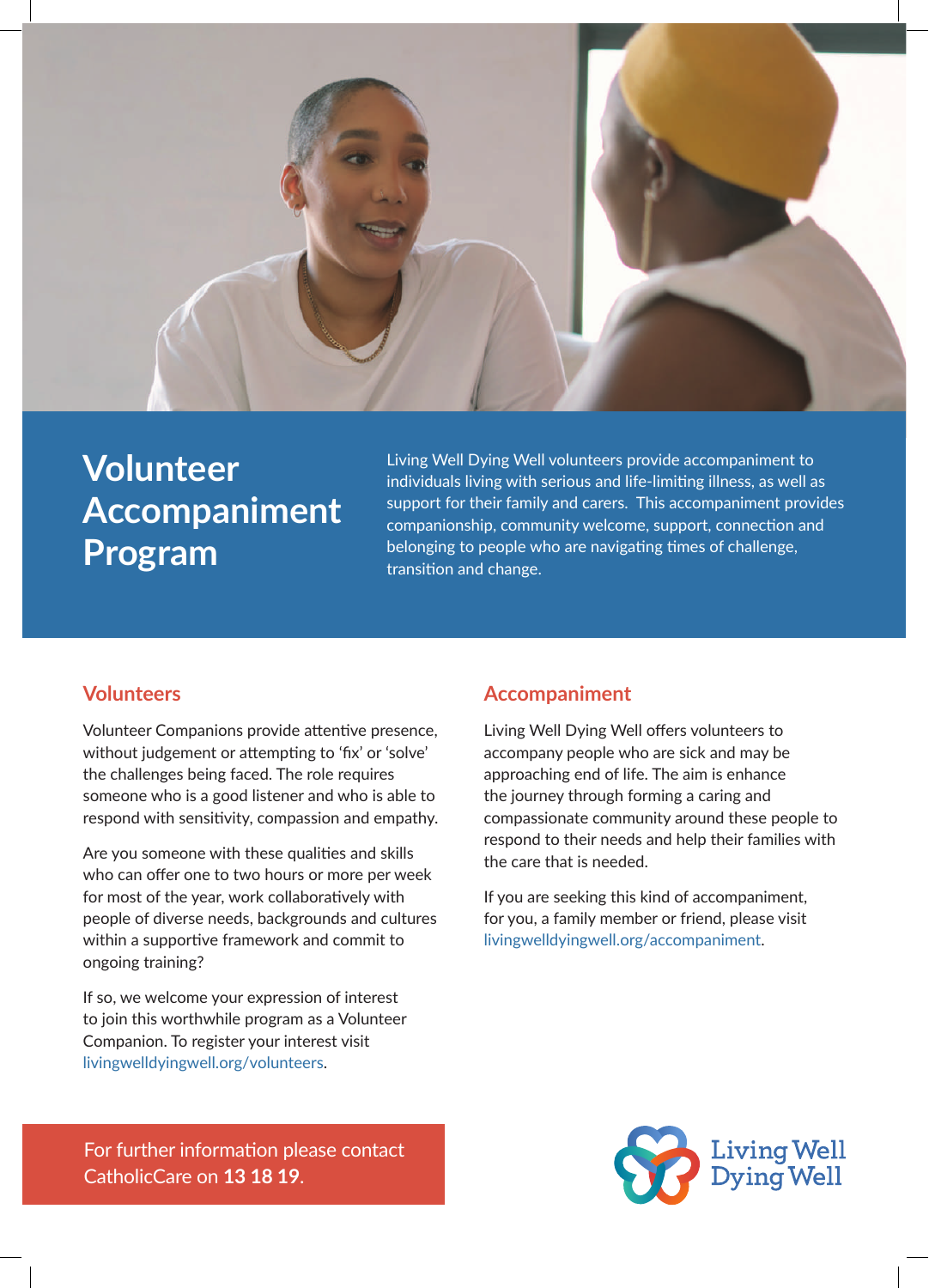# Volunteer Accompaniment Program

Living Well Dying Well volunteers provide accompaniment to individuals living with serious and life-limiting illness, as well as support for their family and carers. This accompaniment provides companionship, community welcome, support, connection and belonging to people who are navigating times of challenge, transition and change.

## Volunteers

Volunteer Companions provide attentive presence, without judgement or attempting to 'fix' or 'solve' the challenges being faced. The role requires someone who is a good listener and who is able to respond with sensitivity, compassion and empathy.

Are you someone with these qualities and skills who can offer one to two hours or more per week for most of the year, work collaboratively with people of diverse needs, backgrounds and cultures within a supportive framework and commit to ongoing training?

If so, we welcome your expression of interest to join this worthwhile program as a Volunteer Companion. To register your interest visit livingwelldyingwell.org/volunteers.

## Accompaniment

Living Well Dying Well offers volunteers to accompany people who are sick and may be approaching end of life. The aim is enhance the journey through forming a caring and compassionate community around these people to respond to their needs and help their families with the care that is needed.

If you are seeking this kind of accompaniment, for you, a family member or friend, please visit livingwelldyingwell.org/accompaniment.

For further information please contact CatholicCare on **13 18 19**.

Living Well Dying Well